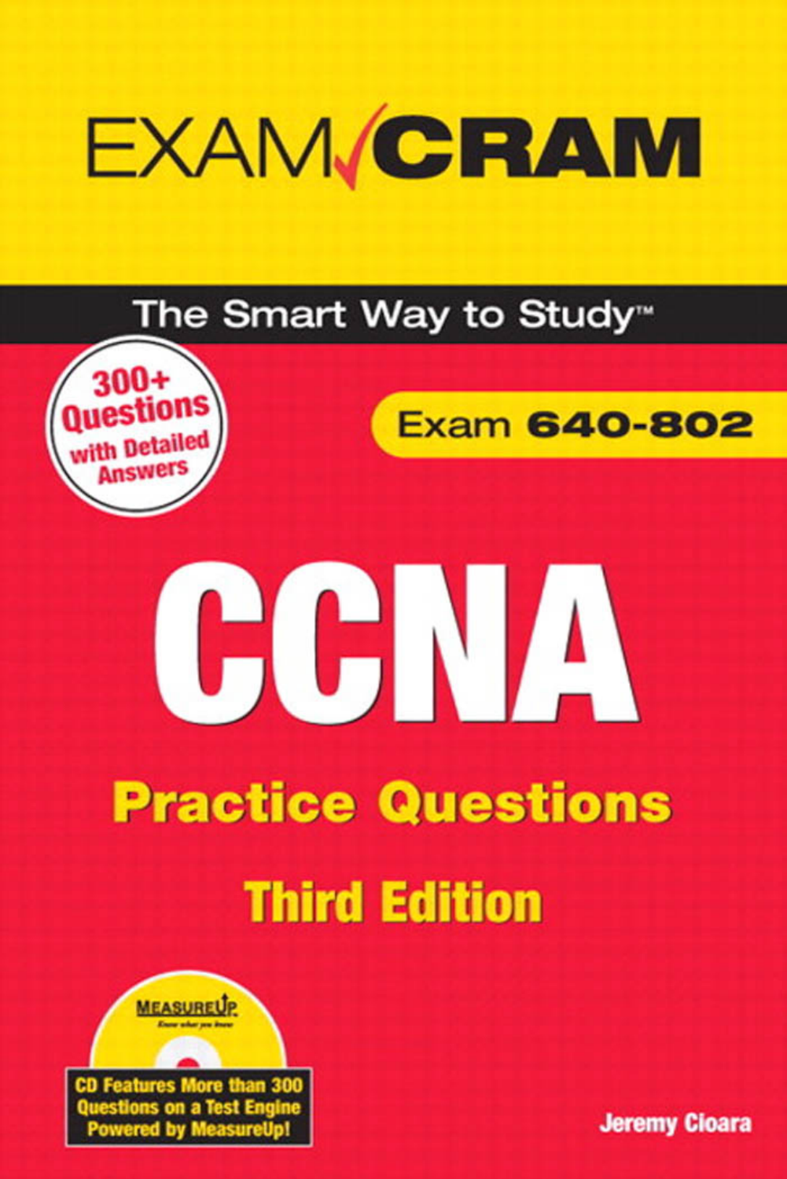# EXAM CRAM

**The Smart Way to Study™**

**300+ Questions with Detailed Answers**

Exam **640-802**

# CCNA

## Practice Questions

### Third Edition

MEASUREUP
Know what you know

**CD Features More than 300 Questions on a Test Engine Powered by MeasureUp!**

**Jeremy Cioara**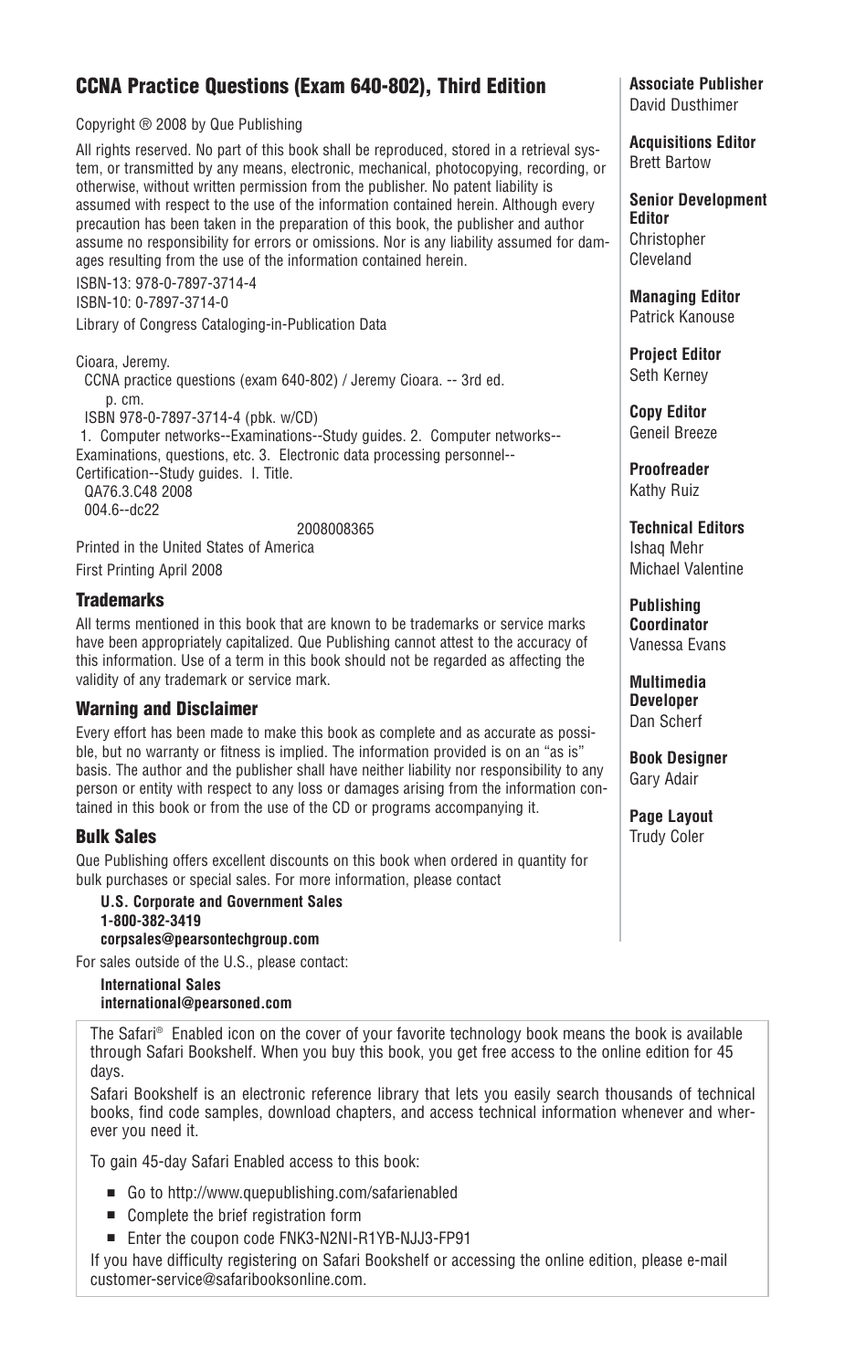## CCNA Practice Questions (Exam 640-802), Third Edition

Copyright ® 2008 by Que Publishing

All rights reserved. No part of this book shall be reproduced, stored in a retrieval system, or transmitted by any means, electronic, mechanical, photocopying, recording, or otherwise, without written permission from the publisher. No patent liability is assumed with respect to the use of the information contained herein. Although every precaution has been taken in the preparation of this book, the publisher and author assume no responsibility for errors or omissions. Nor is any liability assumed for damages resulting from the use of the information contained herein.

ISBN-13: 978-0-7897-3714-4

ISBN-10: 0-7897-3714-0

Library of Congress Cataloging-in-Publication Data

Cioara, Jeremy.
CCNA practice questions (exam 640-802) / Jeremy Cioara. -- 3rd ed.
p. cm.
ISBN 978-0-7897-3714-4 (pbk. w/CD)
1. Computer networks--Examinations--Study guides. 2. Computer networks--Examinations, questions, etc. 3. Electronic data processing personnel--Certification--Study guides. I. Title.
QA76.3.C48 2008
004.6--dc22

2008008365

Printed in the United States of America

First Printing April 2008

### Trademarks

All terms mentioned in this book that are known to be trademarks or service marks have been appropriately capitalized. Que Publishing cannot attest to the accuracy of this information. Use of a term in this book should not be regarded as affecting the validity of any trademark or service mark.

### Warning and Disclaimer

Every effort has been made to make this book as complete and as accurate as possible, but no warranty or fitness is implied. The information provided is on an "as is" basis. The author and the publisher shall have neither liability nor responsibility to any person or entity with respect to any loss or damages arising from the information contained in this book or from the use of the CD or programs accompanying it.

### Bulk Sales

Que Publishing offers excellent discounts on this book when ordered in quantity for bulk purchases or special sales. For more information, please contact

**U.S. Corporate and Government Sales**
**1-800-382-3419**
**corpsales@pearsontechgroup.com**

For sales outside of the U.S., please contact:

**International Sales**
**international@pearsoned.com**

**Associate Publisher**
David Dusthimer

**Acquisitions Editor**
Brett Bartow

**Senior Development Editor**
Christopher Cleveland

**Managing Editor**
Patrick Kanouse

**Project Editor**
Seth Kerney

**Copy Editor**
Geneil Breeze

**Proofreader**
Kathy Ruiz

**Technical Editors**
Ishaq Mehr
Michael Valentine

**Publishing Coordinator**
Vanessa Evans

**Multimedia Developer**
Dan Scherf

**Book Designer**
Gary Adair

**Page Layout**
Trudy Coler

The Safari® Enabled icon on the cover of your favorite technology book means the book is available through Safari Bookshelf. When you buy this book, you get free access to the online edition for 45 days.

Safari Bookshelf is an electronic reference library that lets you easily search thousands of technical books, find code samples, download chapters, and access technical information whenever and wherever you need it.

To gain 45-day Safari Enabled access to this book:

- Go to http://www.quepublishing.com/safarienabled
- Complete the brief registration form
- Enter the coupon code FNK3-N2NI-R1YB-NJJ3-FP91

If you have difficulty registering on Safari Bookshelf or accessing the online edition, please e-mail customer-service@safaribooksonline.com.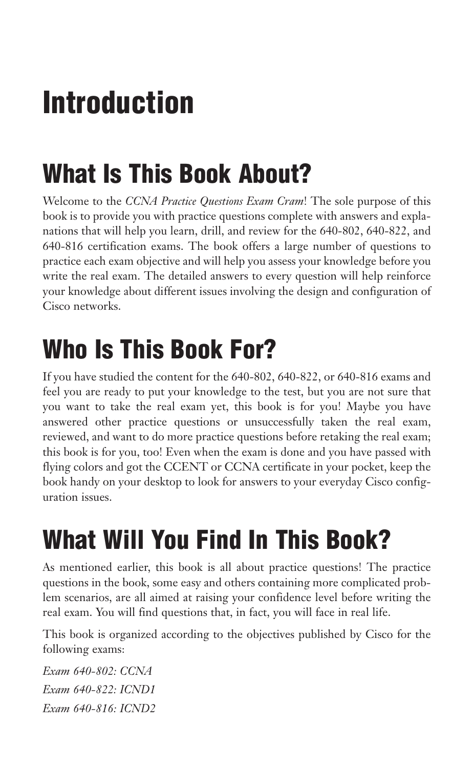# Introduction

## What Is This Book About?

Welcome to the *CCNA Practice Questions Exam Cram*! The sole purpose of this book is to provide you with practice questions complete with answers and explanations that will help you learn, drill, and review for the 640-802, 640-822, and 640-816 certification exams. The book offers a large number of questions to practice each exam objective and will help you assess your knowledge before you write the real exam. The detailed answers to every question will help reinforce your knowledge about different issues involving the design and configuration of Cisco networks.

## Who Is This Book For?

If you have studied the content for the 640-802, 640-822, or 640-816 exams and feel you are ready to put your knowledge to the test, but you are not sure that you want to take the real exam yet, this book is for you! Maybe you have answered other practice questions or unsuccessfully taken the real exam, reviewed, and want to do more practice questions before retaking the real exam; this book is for you, too! Even when the exam is done and you have passed with flying colors and got the CCENT or CCNA certificate in your pocket, keep the book handy on your desktop to look for answers to your everyday Cisco configuration issues.

## What Will You Find In This Book?

As mentioned earlier, this book is all about practice questions! The practice questions in the book, some easy and others containing more complicated problem scenarios, are all aimed at raising your confidence level before writing the real exam. You will find questions that, in fact, you will face in real life.

This book is organized according to the objectives published by Cisco for the following exams:

*Exam 640-802: CCNA*

*Exam 640-822: ICND1*

*Exam 640-816: ICND2*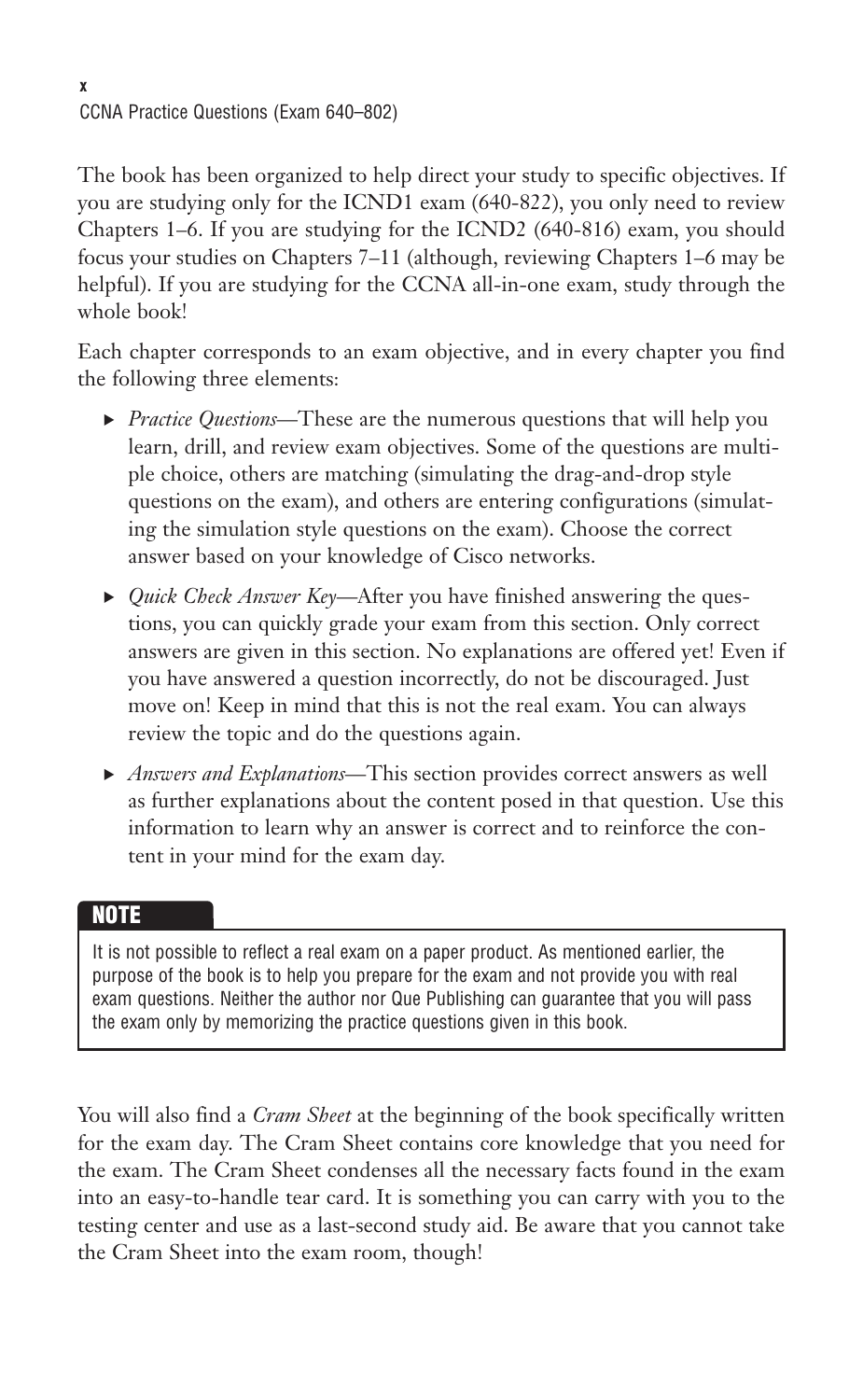The book has been organized to help direct your study to specific objectives. If you are studying only for the ICND1 exam (640-822), you only need to review Chapters 1–6. If you are studying for the ICND2 (640-816) exam, you should focus your studies on Chapters 7–11 (although, reviewing Chapters 1–6 may be helpful). If you are studying for the CCNA all-in-one exam, study through the whole book!

Each chapter corresponds to an exam objective, and in every chapter you find the following three elements:

- *Practice Questions*—These are the numerous questions that will help you learn, drill, and review exam objectives. Some of the questions are multiple choice, others are matching (simulating the drag-and-drop style questions on the exam), and others are entering configurations (simulating the simulation style questions on the exam). Choose the correct answer based on your knowledge of Cisco networks.
- *Quick Check Answer Key*—After you have finished answering the questions, you can quickly grade your exam from this section. Only correct answers are given in this section. No explanations are offered yet! Even if you have answered a question incorrectly, do not be discouraged. Just move on! Keep in mind that this is not the real exam. You can always review the topic and do the questions again.
- *Answers and Explanations*—This section provides correct answers as well as further explanations about the content posed in that question. Use this information to learn why an answer is correct and to reinforce the content in your mind for the exam day.

> **NOTE**
>
> It is not possible to reflect a real exam on a paper product. As mentioned earlier, the purpose of the book is to help you prepare for the exam and not provide you with real exam questions. Neither the author nor Que Publishing can guarantee that you will pass the exam only by memorizing the practice questions given in this book.

You will also find a *Cram Sheet* at the beginning of the book specifically written for the exam day. The Cram Sheet contains core knowledge that you need for the exam. The Cram Sheet condenses all the necessary facts found in the exam into an easy-to-handle tear card. It is something you can carry with you to the testing center and use as a last-second study aid. Be aware that you cannot take the Cram Sheet into the exam room, though!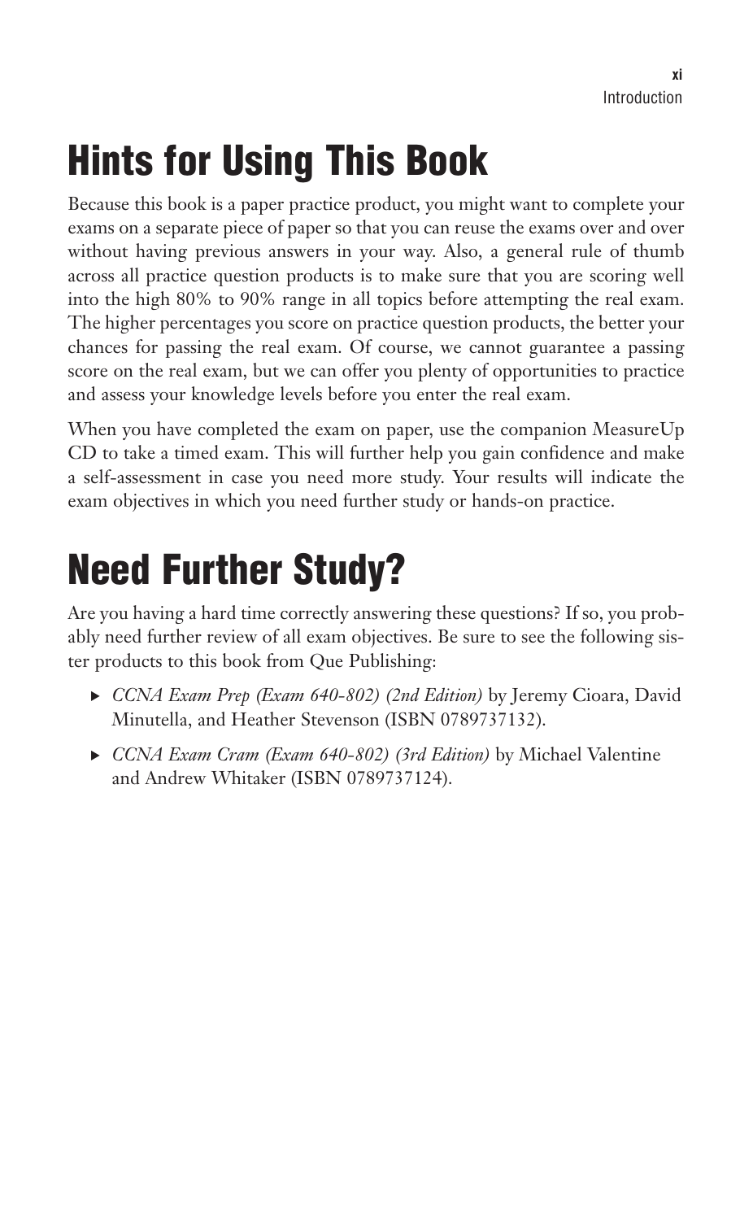# Hints for Using This Book

Because this book is a paper practice product, you might want to complete your exams on a separate piece of paper so that you can reuse the exams over and over without having previous answers in your way. Also, a general rule of thumb across all practice question products is to make sure that you are scoring well into the high 80% to 90% range in all topics before attempting the real exam. The higher percentages you score on practice question products, the better your chances for passing the real exam. Of course, we cannot guarantee a passing score on the real exam, but we can offer you plenty of opportunities to practice and assess your knowledge levels before you enter the real exam.

When you have completed the exam on paper, use the companion MeasureUp CD to take a timed exam. This will further help you gain confidence and make a self-assessment in case you need more study. Your results will indicate the exam objectives in which you need further study or hands-on practice.

# Need Further Study?

Are you having a hard time correctly answering these questions? If so, you probably need further review of all exam objectives. Be sure to see the following sister products to this book from Que Publishing:

- *CCNA Exam Prep (Exam 640-802) (2nd Edition)* by Jeremy Cioara, David Minutella, and Heather Stevenson (ISBN 0789737132).
- *CCNA Exam Cram (Exam 640-802) (3rd Edition)* by Michael Valentine and Andrew Whitaker (ISBN 0789737124).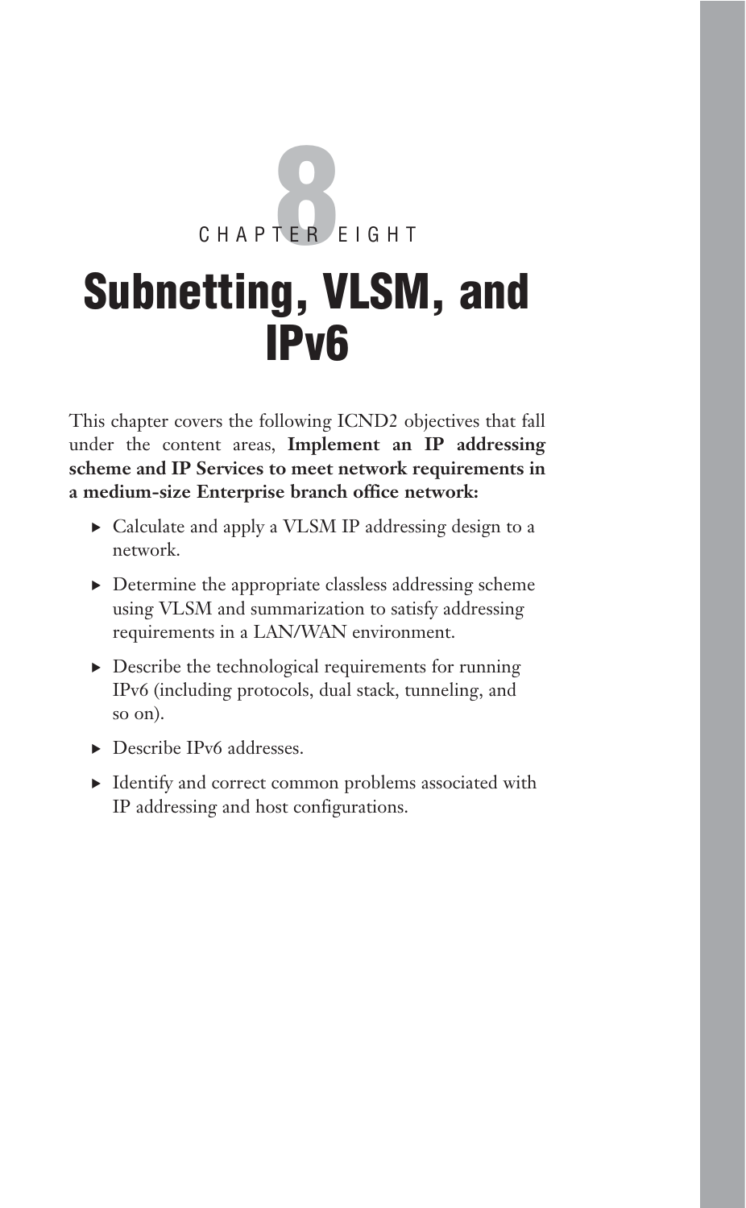# CHAPTER EIGHT

# Subnetting, VLSM, and IPv6

This chapter covers the following ICND2 objectives that fall under the content areas, **Implement an IP addressing scheme and IP Services to meet network requirements in a medium-size Enterprise branch office network:**

- Calculate and apply a VLSM IP addressing design to a network.
- Determine the appropriate classless addressing scheme using VLSM and summarization to satisfy addressing requirements in a LAN/WAN environment.
- Describe the technological requirements for running IPv6 (including protocols, dual stack, tunneling, and so on).
- Describe IPv6 addresses.
- Identify and correct common problems associated with IP addressing and host configurations.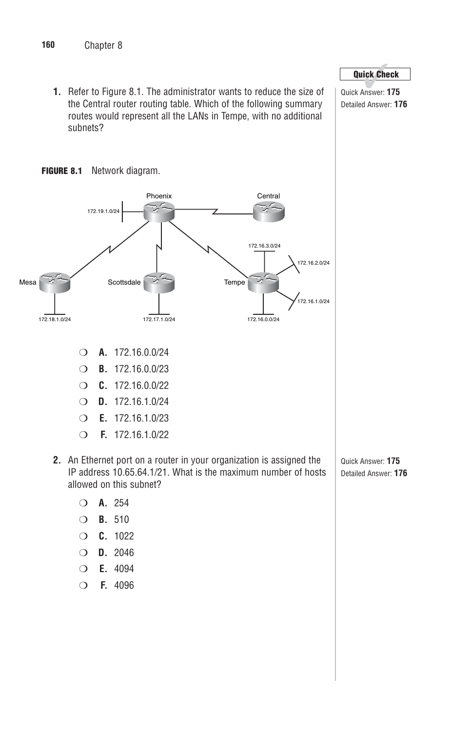1. Refer to Figure 8.1. The administrator wants to reduce the size of the Central router routing table. Which of the following summary routes would represent all the LANs in Tempe, with no additional subnets?

Quick Answer: **175**
Detailed Answer: **176**

**FIGURE 8.1** Network diagram.

- ❍ **A.** 172.16.0.0/24
- ❍ **B.** 172.16.0.0/23
- ❍ **C.** 172.16.0.0/22
- ❍ **D.** 172.16.1.0/24
- ❍ **E.** 172.16.1.0/23
- ❍ **F.** 172.16.1.0/22

2. An Ethernet port on a router in your organization is assigned the IP address 10.65.64.1/21. What is the maximum number of hosts allowed on this subnet?

Quick Answer: **175**
Detailed Answer: **176**

- ❍ **A.** 254
- ❍ **B.** 510
- ❍ **C.** 1022
- ❍ **D.** 2046
- ❍ **E.** 4094
- ❍ **F.** 4096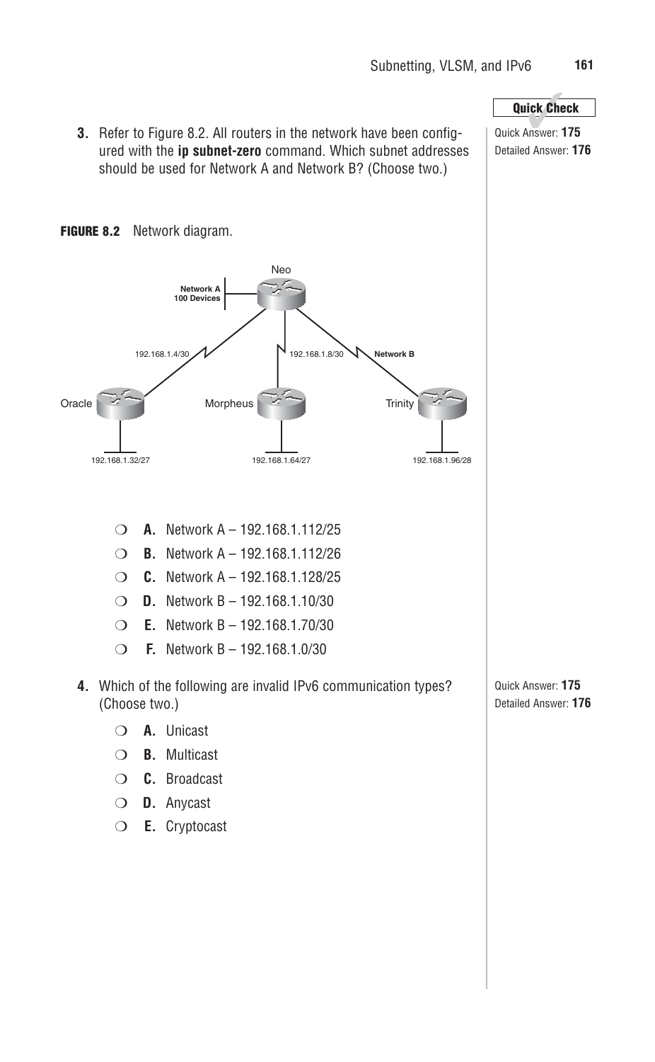**3.** Refer to Figure 8.2. All routers in the network have been configured with the **ip subnet-zero** command. Which subnet addresses should be used for Network A and Network B? (Choose two.)

Quick Answer: **175**
Detailed Answer: **176**

**FIGURE 8.2** Network diagram.

Neo

Network A
100 Devices

192.168.1.4/30

192.168.1.8/30

Network B

Oracle

Morpheus

Trinity

192.168.1.32/27

192.168.1.64/27

192.168.1.96/28

- **A.** Network A – 192.168.1.112/25
- **B.** Network A – 192.168.1.112/26
- **C.** Network A – 192.168.1.128/25
- **D.** Network B – 192.168.1.10/30
- **E.** Network B – 192.168.1.70/30
- **F.** Network B – 192.168.1.0/30

**4.** Which of the following are invalid IPv6 communication types? (Choose two.)

Quick Answer: **175**
Detailed Answer: **176**

- **A.** Unicast
- **B.** Multicast
- **C.** Broadcast
- **D.** Anycast
- **E.** Cryptocast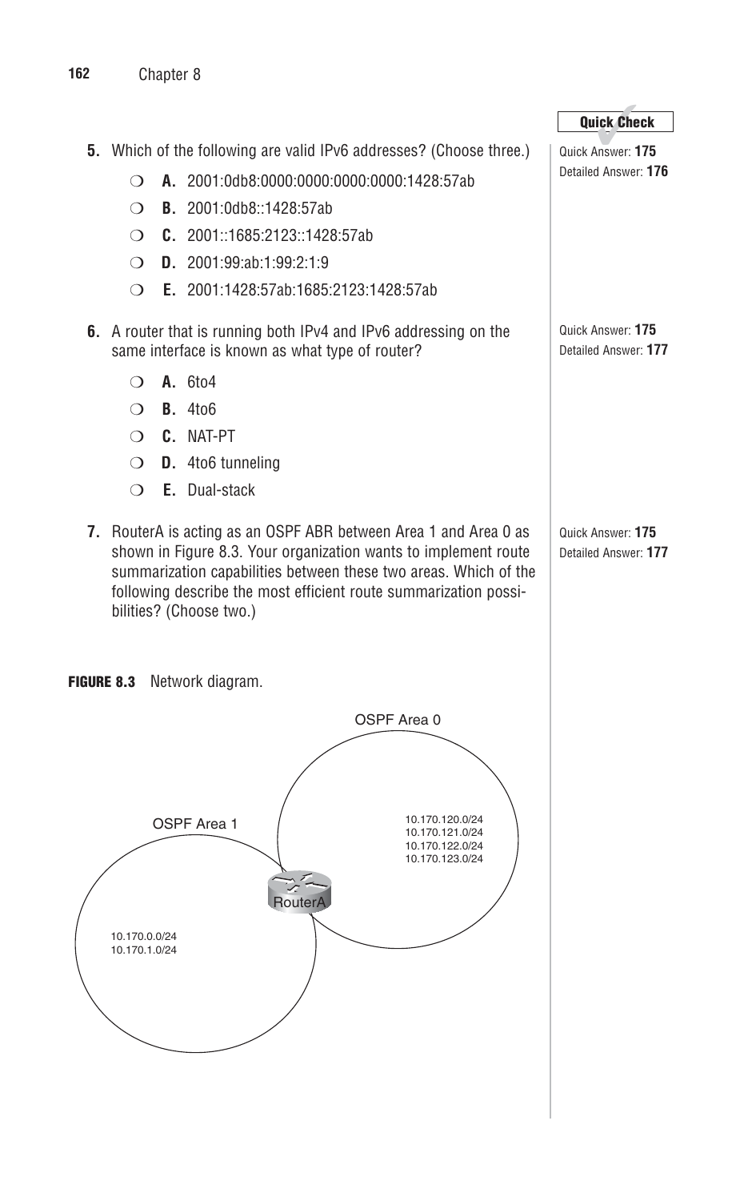**Quick Check**

5. Which of the following are valid IPv6 addresses? (Choose three.)

   Quick Answer: **175**
   Detailed Answer: **176**

   - ❍ **A.** 2001:0db8:0000:0000:0000:0000:1428:57ab
   - ❍ **B.** 2001:0db8::1428:57ab
   - ❍ **C.** 2001::1685:2123::1428:57ab
   - ❍ **D.** 2001:99:ab:1:99:2:1:9
   - ❍ **E.** 2001:1428:57ab:1685:2123:1428:57ab

6. A router that is running both IPv4 and IPv6 addressing on the same interface is known as what type of router?

   Quick Answer: **175**
   Detailed Answer: **177**

   - ❍ **A.** 6to4
   - ❍ **B.** 4to6
   - ❍ **C.** NAT-PT
   - ❍ **D.** 4to6 tunneling
   - ❍ **E.** Dual-stack

7. RouterA is acting as an OSPF ABR between Area 1 and Area 0 as shown in Figure 8.3. Your organization wants to implement route summarization capabilities between these two areas. Which of the following describe the most efficient route summarization possibilities? (Choose two.)

   Quick Answer: **175**
   Detailed Answer: **177**

**FIGURE 8.3** Network diagram.

OSPF Area 0

10.170.120.0/24
10.170.121.0/24
10.170.122.0/24
10.170.123.0/24

OSPF Area 1

10.170.0.0/24
10.170.1.0/24

RouterA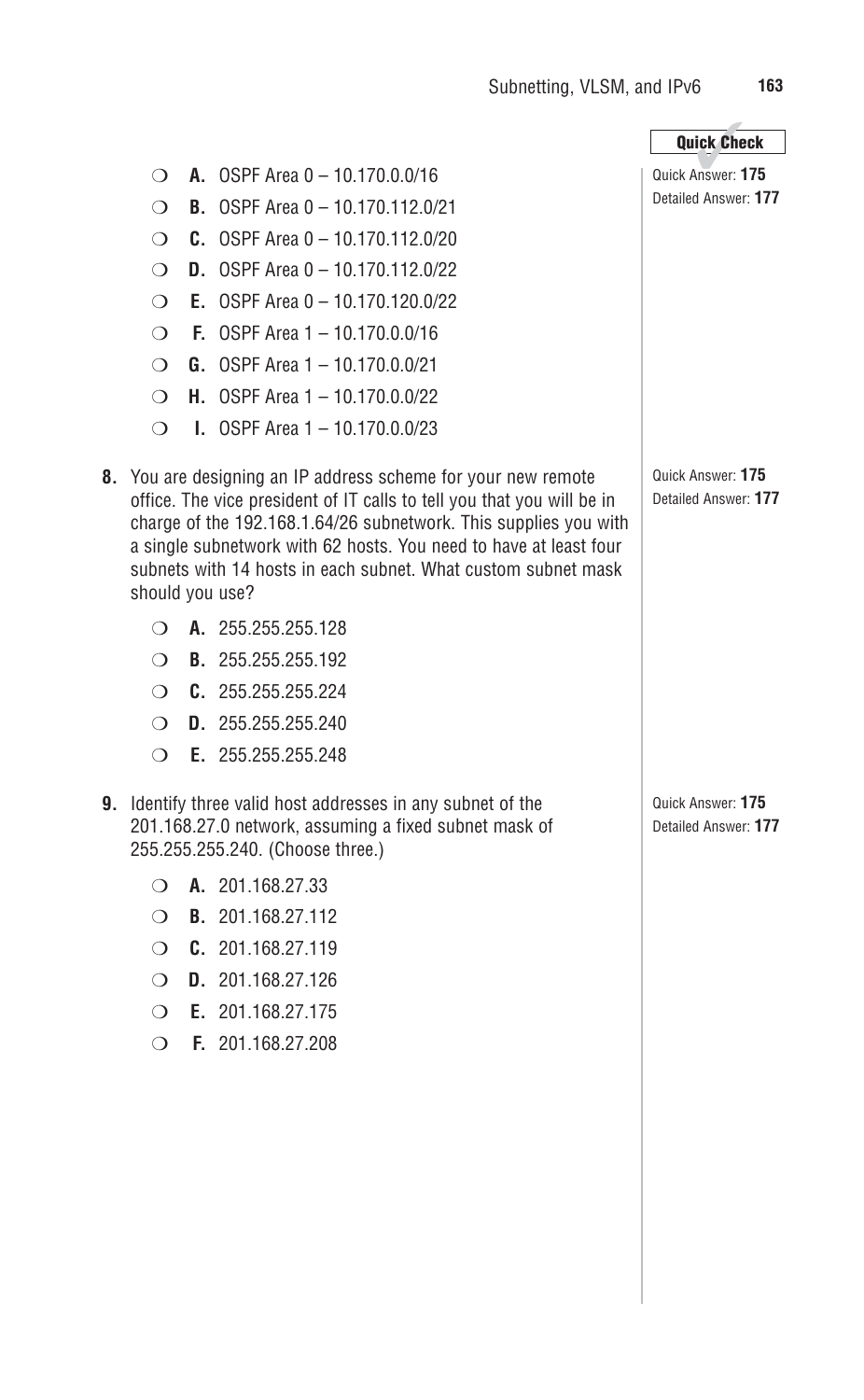- **A.** OSPF Area 0 – 10.170.0.0/16
- **B.** OSPF Area 0 – 10.170.112.0/21
- **C.** OSPF Area 0 – 10.170.112.0/20
- **D.** OSPF Area 0 – 10.170.112.0/22
- **E.** OSPF Area 0 – 10.170.120.0/22
- **F.** OSPF Area 1 – 10.170.0.0/16
- **G.** OSPF Area 1 – 10.170.0.0/21
- **H.** OSPF Area 1 – 10.170.0.0/22
- **I.** OSPF Area 1 – 10.170.0.0/23

Quick Answer: **175**
Detailed Answer: **177**

**8.** You are designing an IP address scheme for your new remote office. The vice president of IT calls to tell you that you will be in charge of the 192.168.1.64/26 subnetwork. This supplies you with a single subnetwork with 62 hosts. You need to have at least four subnets with 14 hosts in each subnet. What custom subnet mask should you use?

- **A.** 255.255.255.128
- **B.** 255.255.255.192
- **C.** 255.255.255.224
- **D.** 255.255.255.240
- **E.** 255.255.255.248

Quick Answer: **175**
Detailed Answer: **177**

**9.** Identify three valid host addresses in any subnet of the 201.168.27.0 network, assuming a fixed subnet mask of 255.255.255.240. (Choose three.)

- **A.** 201.168.27.33
- **B.** 201.168.27.112
- **C.** 201.168.27.119
- **D.** 201.168.27.126
- **E.** 201.168.27.175
- **F.** 201.168.27.208

Quick Answer: **175**
Detailed Answer: **177**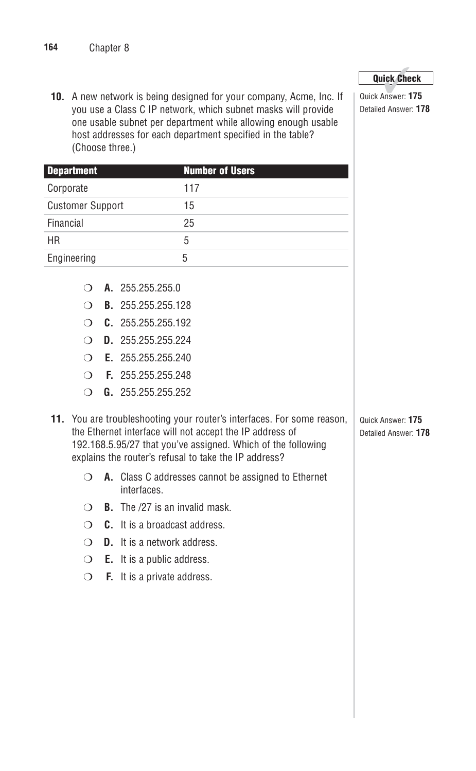**10.** A new network is being designed for your company, Acme, Inc. If you use a Class C IP network, which subnet masks will provide one usable subnet per department while allowing enough usable host addresses for each department specified in the table? (Choose three.)

Quick Answer: **175**
Detailed Answer: **178**

| Department | Number of Users |
|---|---|
| Corporate | 117 |
| Customer Support | 15 |
| Financial | 25 |
| HR | 5 |
| Engineering | 5 |

- ❍ **A.** 255.255.255.0
- ❍ **B.** 255.255.255.128
- ❍ **C.** 255.255.255.192
- ❍ **D.** 255.255.255.224
- ❍ **E.** 255.255.255.240
- ❍ **F.** 255.255.255.248
- ❍ **G.** 255.255.255.252

**11.** You are troubleshooting your router's interfaces. For some reason, the Ethernet interface will not accept the IP address of 192.168.5.95/27 that you've assigned. Which of the following explains the router's refusal to take the IP address?

Quick Answer: **175**
Detailed Answer: **178**

- ❍ **A.** Class C addresses cannot be assigned to Ethernet interfaces.
- ❍ **B.** The /27 is an invalid mask.
- ❍ **C.** It is a broadcast address.
- ❍ **D.** It is a network address.
- ❍ **E.** It is a public address.
- ❍ **F.** It is a private address.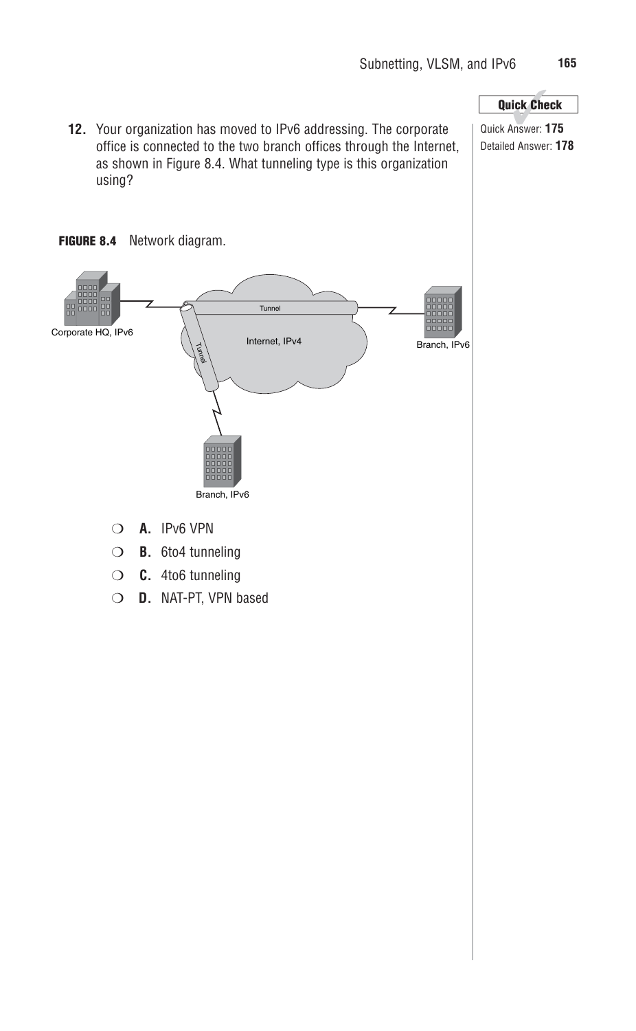**Quick Check**

Quick Answer: **175**
Detailed Answer: **178**

**12.** Your organization has moved to IPv6 addressing. The corporate office is connected to the two branch offices through the Internet, as shown in Figure 8.4. What tunneling type is this organization using?

**FIGURE 8.4** Network diagram.

❍ **A.** IPv6 VPN

❍ **B.** 6to4 tunneling

❍ **C.** 4to6 tunneling

❍ **D.** NAT-PT, VPN based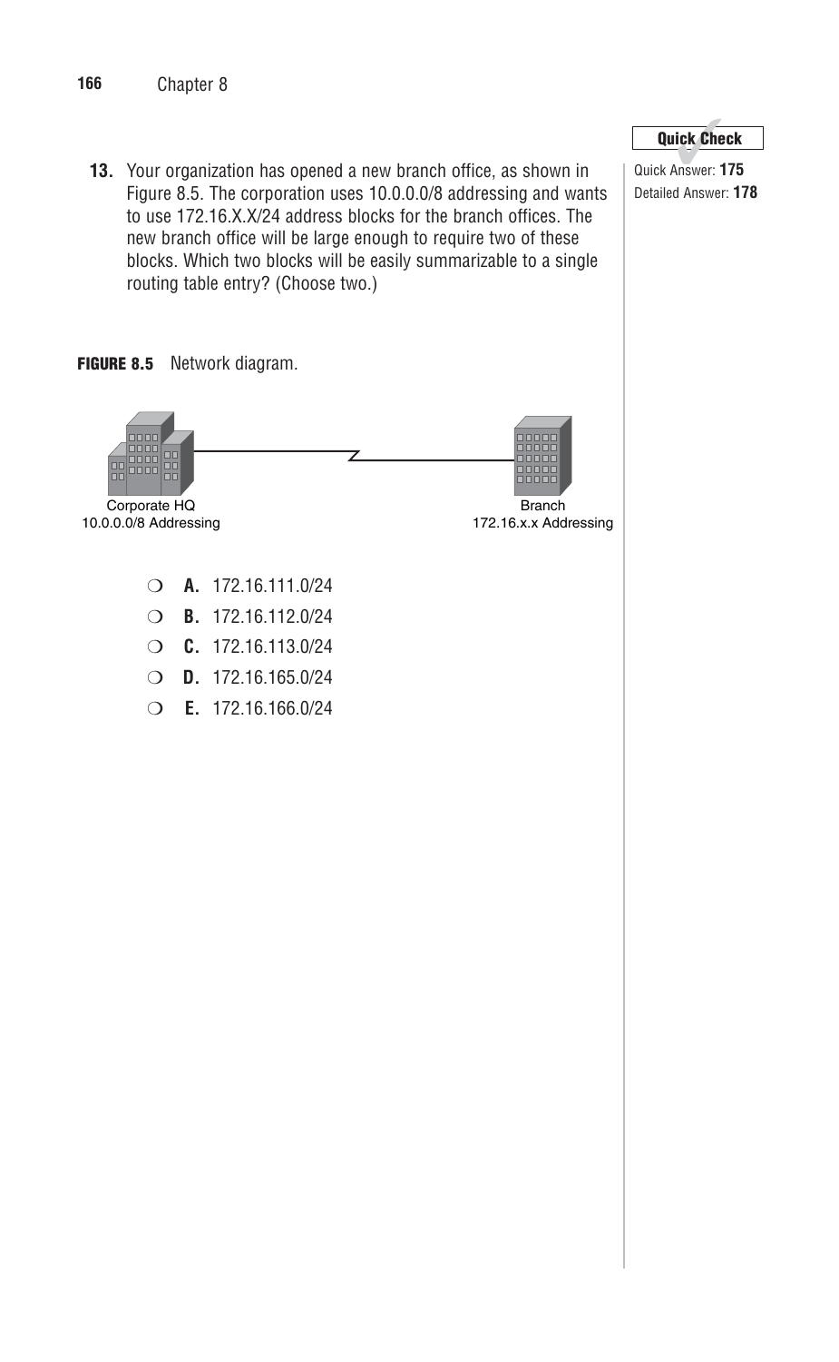**Quick Check**

Quick Answer: **175**
Detailed Answer: **178**

**13.** Your organization has opened a new branch office, as shown in Figure 8.5. The corporation uses 10.0.0.0/8 addressing and wants to use 172.16.X.X/24 address blocks for the branch offices. The new branch office will be large enough to require two of these blocks. Which two blocks will be easily summarizable to a single routing table entry? (Choose two.)

**FIGURE 8.5** Network diagram.

Corporate HQ
10.0.0.0/8 Addressing

Branch
172.16.x.x Addressing

- ❍ **A.** 172.16.111.0/24
- ❍ **B.** 172.16.112.0/24
- ❍ **C.** 172.16.113.0/24
- ❍ **D.** 172.16.165.0/24
- ❍ **E.** 172.16.166.0/24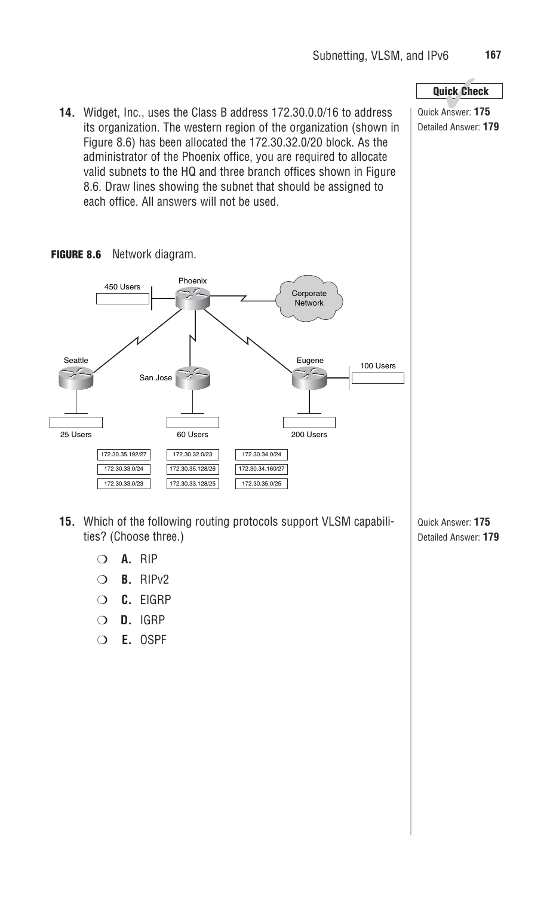**Quick Check**

**14.** Widget, Inc., uses the Class B address 172.30.0.0/16 to address its organization. The western region of the organization (shown in Figure 8.6) has been allocated the 172.30.32.0/20 block. As the administrator of the Phoenix office, you are required to allocate valid subnets to the HQ and three branch offices shown in Figure 8.6. Draw lines showing the subnet that should be assigned to each office. All answers will not be used.

Quick Answer: **175**
Detailed Answer: **179**

**FIGURE 8.6** Network diagram.

Phoenix — 450 Users — Corporate Network

Seattle — 25 Users

San Jose — 60 Users

Eugene — 100 Users — 200 Users

| | | |
|---|---|---|
| 172.30.35.192/27 | 172.30.32.0/23 | 172.30.34.0/24 |
| 172.30.33.0/24 | 172.30.35.128/26 | 172.30.34.160/27 |
| 172.30.33.0/23 | 172.30.33.128/25 | 172.30.35.0/25 |

**15.** Which of the following routing protocols support VLSM capabilities? (Choose three.)

Quick Answer: **175**
Detailed Answer: **179**

- ❍ **A.** RIP
- ❍ **B.** RIPv2
- ❍ **C.** EIGRP
- ❍ **D.** IGRP
- ❍ **E.** OSPF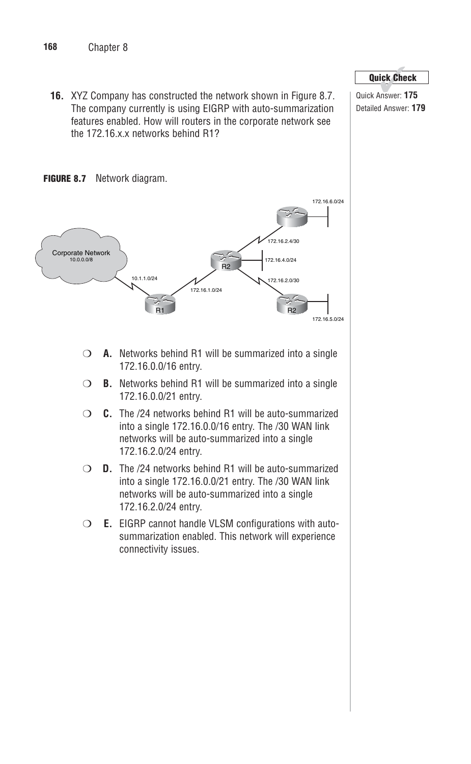16. XYZ Company has constructed the network shown in Figure 8.7. The company currently is using EIGRP with auto-summarization features enabled. How will routers in the corporate network see the 172.16.x.x networks behind R1?

**Quick Check**

Quick Answer: **175**
Detailed Answer: **179**

**FIGURE 8.7** Network diagram.

- ❍ **A.** Networks behind R1 will be summarized into a single 172.16.0.0/16 entry.
- ❍ **B.** Networks behind R1 will be summarized into a single 172.16.0.0/21 entry.
- ❍ **C.** The /24 networks behind R1 will be auto-summarized into a single 172.16.0.0/16 entry. The /30 WAN link networks will be auto-summarized into a single 172.16.2.0/24 entry.
- ❍ **D.** The /24 networks behind R1 will be auto-summarized into a single 172.16.0.0/21 entry. The /30 WAN link networks will be auto-summarized into a single 172.16.2.0/24 entry.
- ❍ **E.** EIGRP cannot handle VLSM configurations with auto-summarization enabled. This network will experience connectivity issues.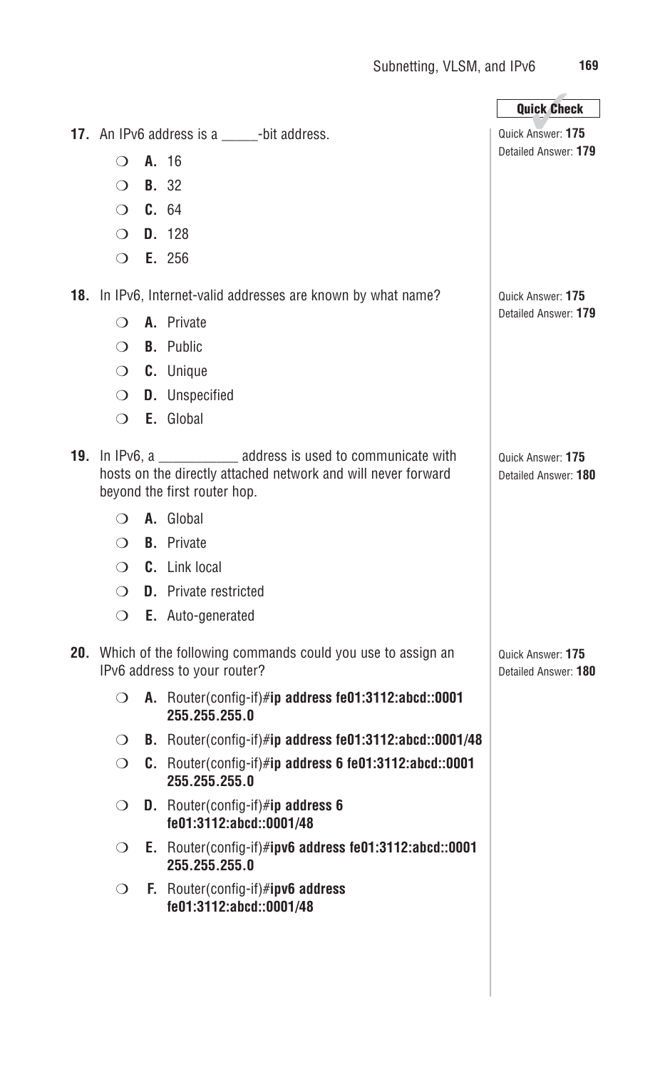Quick Check

17. An IPv6 address is a _____-bit address.

Quick Answer: **175**
Detailed Answer: **179**

- ❍ **A.** 16
- ❍ **B.** 32
- ❍ **C.** 64
- ❍ **D.** 128
- ❍ **E.** 256

18. In IPv6, Internet-valid addresses are known by what name?

Quick Answer: **175**
Detailed Answer: **179**

- ❍ **A.** Private
- ❍ **B.** Public
- ❍ **C.** Unique
- ❍ **D.** Unspecified
- ❍ **E.** Global

19. In IPv6, a ___________ address is used to communicate with hosts on the directly attached network and will never forward beyond the first router hop.

Quick Answer: **175**
Detailed Answer: **180**

- ❍ **A.** Global
- ❍ **B.** Private
- ❍ **C.** Link local
- ❍ **D.** Private restricted
- ❍ **E.** Auto-generated

20. Which of the following commands could you use to assign an IPv6 address to your router?

Quick Answer: **175**
Detailed Answer: **180**

- ❍ **A.** Router(config-if)#**ip address fe01:3112:abcd::0001 255.255.255.0**
- ❍ **B.** Router(config-if)#**ip address fe01:3112:abcd::0001/48**
- ❍ **C.** Router(config-if)#**ip address 6 fe01:3112:abcd::0001 255.255.255.0**
- ❍ **D.** Router(config-if)#**ip address 6 fe01:3112:abcd::0001/48**
- ❍ **E.** Router(config-if)#**ipv6 address fe01:3112:abcd::0001 255.255.255.0**
- ❍ **F.** Router(config-if)#**ipv6 address fe01:3112:abcd::0001/48**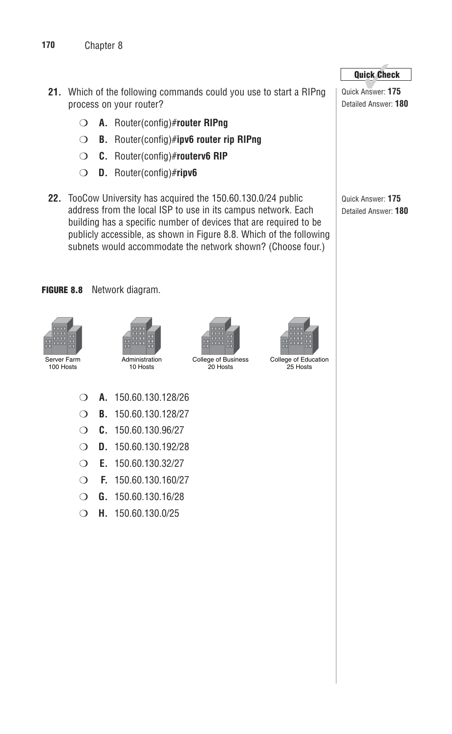**21.** Which of the following commands could you use to start a RIPng process on your router?

Quick Answer: **175**
Detailed Answer: **180**

- ❍ **A.** Router(config)#**router RIPng**
- ❍ **B.** Router(config)#**ipv6 router rip RIPng**
- ❍ **C.** Router(config)#**routerv6 RIP**
- ❍ **D.** Router(config)#**ripv6**

**22.** TooCow University has acquired the 150.60.130.0/24 public address from the local ISP to use in its campus network. Each building has a specific number of devices that are required to be publicly accessible, as shown in Figure 8.8. Which of the following subnets would accommodate the network shown? (Choose four.)

Quick Answer: **175**
Detailed Answer: **180**

**FIGURE 8.8** Network diagram.

Server Farm
100 Hosts

Administration
10 Hosts

College of Business
20 Hosts

College of Education
25 Hosts

- ❍ **A.** 150.60.130.128/26
- ❍ **B.** 150.60.130.128/27
- ❍ **C.** 150.60.130.96/27
- ❍ **D.** 150.60.130.192/28
- ❍ **E.** 150.60.130.32/27
- ❍ **F.** 150.60.130.160/27
- ❍ **G.** 150.60.130.16/28
- ❍ **H.** 150.60.130.0/25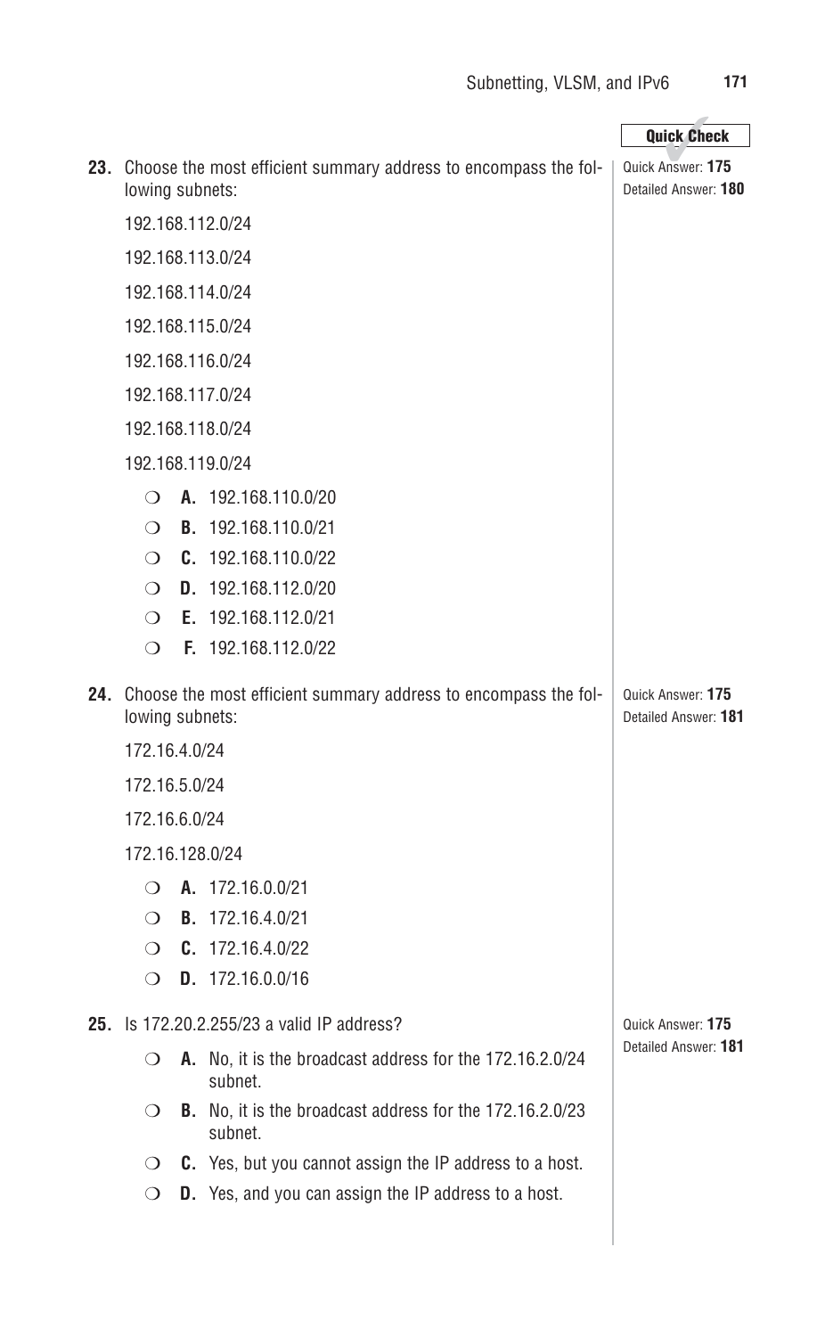**23.** Choose the most efficient summary address to encompass the following subnets:

Quick Answer: **175**
Detailed Answer: **180**

192.168.112.0/24

192.168.113.0/24

192.168.114.0/24

192.168.115.0/24

192.168.116.0/24

192.168.117.0/24

192.168.118.0/24

192.168.119.0/24

- ❍ **A.** 192.168.110.0/20
- ❍ **B.** 192.168.110.0/21
- ❍ **C.** 192.168.110.0/22
- ❍ **D.** 192.168.112.0/20
- ❍ **E.** 192.168.112.0/21
- ❍ **F.** 192.168.112.0/22

**24.** Choose the most efficient summary address to encompass the following subnets:

Quick Answer: **175**
Detailed Answer: **181**

172.16.4.0/24

172.16.5.0/24

172.16.6.0/24

172.16.128.0/24

- ❍ **A.** 172.16.0.0/21
- ❍ **B.** 172.16.4.0/21
- ❍ **C.** 172.16.4.0/22
- ❍ **D.** 172.16.0.0/16

**25.** Is 172.20.2.255/23 a valid IP address?

Quick Answer: **175**
Detailed Answer: **181**

- ❍ **A.** No, it is the broadcast address for the 172.16.2.0/24 subnet.
- ❍ **B.** No, it is the broadcast address for the 172.16.2.0/23 subnet.
- ❍ **C.** Yes, but you cannot assign the IP address to a host.
- ❍ **D.** Yes, and you can assign the IP address to a host.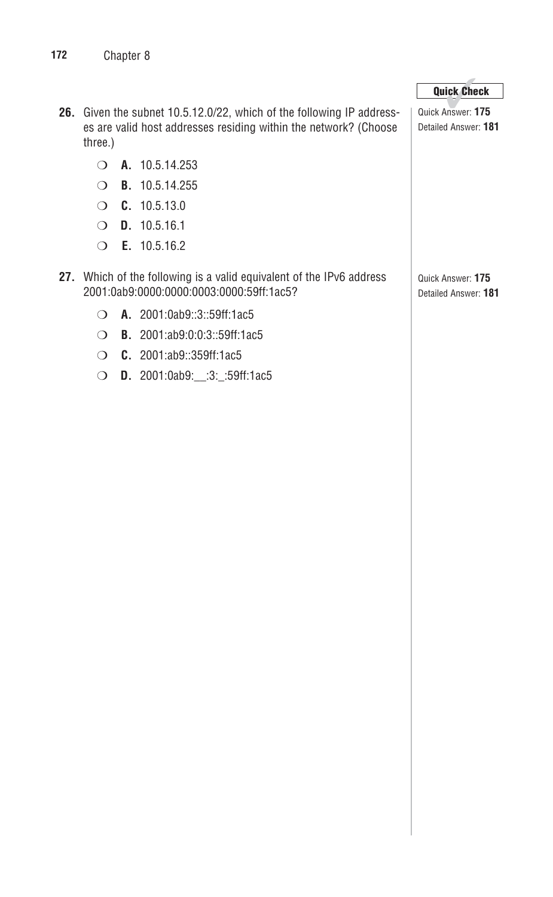**Quick Check**

**26.** Given the subnet 10.5.12.0/22, which of the following IP addresses are valid host addresses residing within the network? (Choose three.)

Quick Answer: **175**
Detailed Answer: **181**

- ❍ **A.** 10.5.14.253
- ❍ **B.** 10.5.14.255
- ❍ **C.** 10.5.13.0
- ❍ **D.** 10.5.16.1
- ❍ **E.** 10.5.16.2

**27.** Which of the following is a valid equivalent of the IPv6 address 2001:0ab9:0000:0000:0003:0000:59ff:1ac5?

Quick Answer: **175**
Detailed Answer: **181**

- ❍ **A.** 2001:0ab9::3::59ff:1ac5
- ❍ **B.** 2001:ab9:0:0:3::59ff:1ac5
- ❍ **C.** 2001:ab9::359ff:1ac5
- ❍ **D.** 2001:0ab9:__:3:_:59ff:1ac5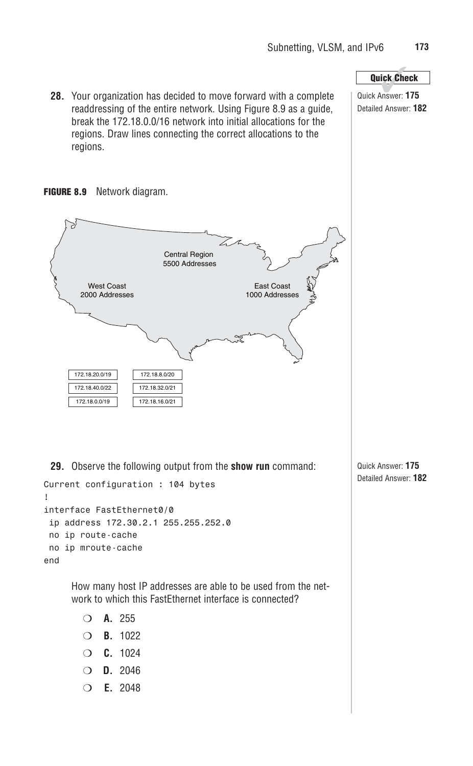**Quick Check**

**28.** Your organization has decided to move forward with a complete readdressing of the entire network. Using Figure 8.9 as a guide, break the 172.18.0.0/16 network into initial allocations for the regions. Draw lines connecting the correct allocations to the regions.

Quick Answer: **175**
Detailed Answer: **182**

**FIGURE 8.9** Network diagram.

Central Region
5500 Addresses

West Coast
2000 Addresses

East Coast
1000 Addresses

| | |
|---|---|
| 172.18.20.0/19 | 172.18.8.0/20 |
| 172.18.40.0/22 | 172.18.32.0/21 |
| 172.18.0.0/19 | 172.18.16.0/21 |

**29.** Observe the following output from the **show run** command:

Quick Answer: **175**
Detailed Answer: **182**

```
Current configuration : 104 bytes
!
interface FastEthernet0/0
 ip address 172.30.2.1 255.255.252.0
 no ip route-cache
 no ip mroute-cache
end
```

How many host IP addresses are able to be used from the network to which this FastEthernet interface is connected?

- ❍ **A.** 255
- ❍ **B.** 1022
- ❍ **C.** 1024
- ❍ **D.** 2046
- ❍ **E.** 2048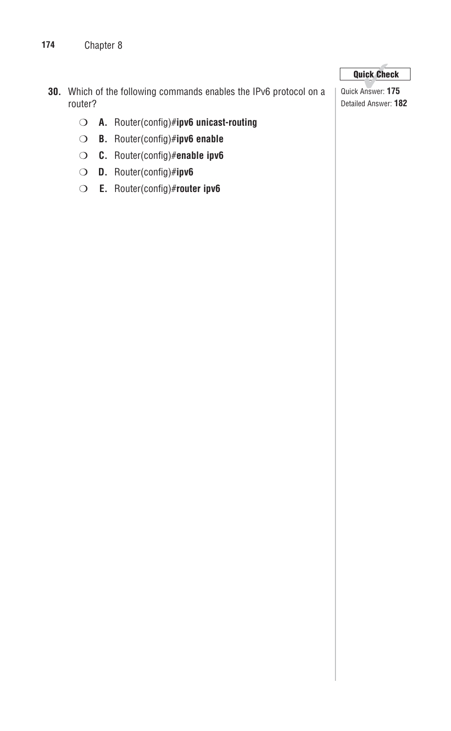**30.** Which of the following commands enables the IPv6 protocol on a router?

- ❍ **A.** Router(config)#**ipv6 unicast-routing**
- ❍ **B.** Router(config)#**ipv6 enable**
- ❍ **C.** Router(config)#**enable ipv6**
- ❍ **D.** Router(config)#**ipv6**
- ❍ **E.** Router(config)#**router ipv6**

**Quick Check**

Quick Answer: **175**

Detailed Answer: **182**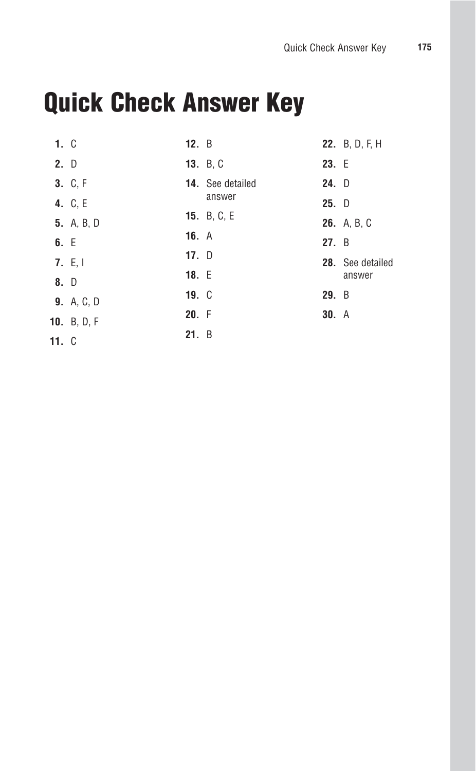# Quick Check Answer Key

1. C
2. D
3. C, F
4. C, E
5. A, B, D
6. E
7. E, I
8. D
9. A, C, D
10. B, D, F
11. C
12. B
13. B, C
14. See detailed answer
15. B, C, E
16. A
17. D
18. E
19. C
20. F
21. B
22. B, D, F, H
23. E
24. D
25. D
26. A, B, C
27. B
28. See detailed answer
29. B
30. A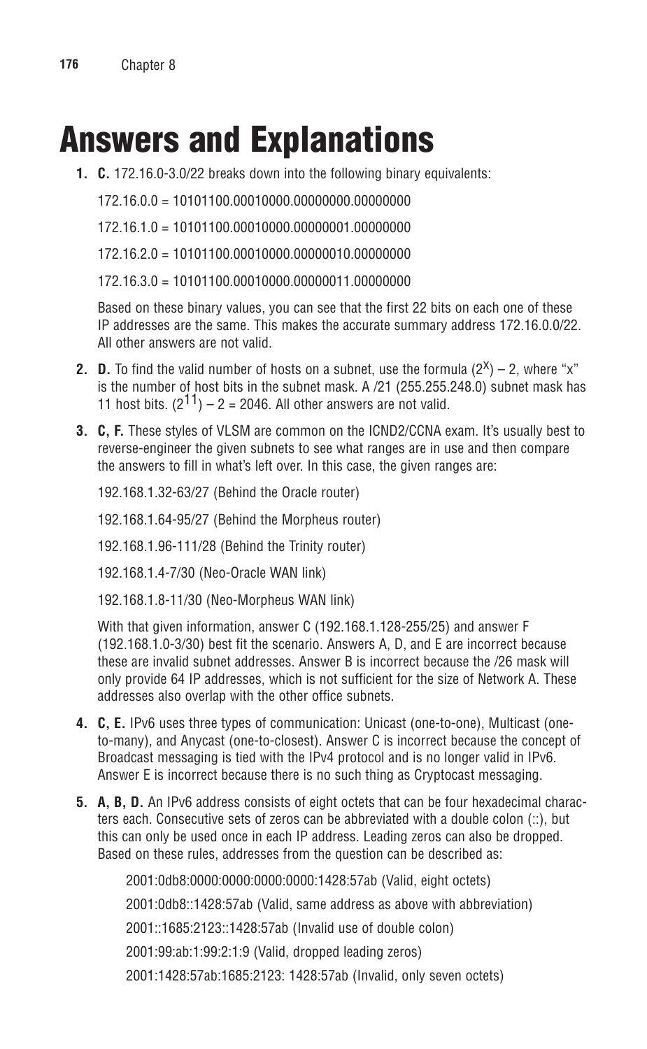# Answers and Explanations

1. **C.** 172.16.0-3.0/22 breaks down into the following binary equivalents:

   172.16.0.0 = 10101100.00010000.00000000.00000000

   172.16.1.0 = 10101100.00010000.00000001.00000000

   172.16.2.0 = 10101100.00010000.00000010.00000000

   172.16.3.0 = 10101100.00010000.00000011.00000000

   Based on these binary values, you can see that the first 22 bits on each one of these IP addresses are the same. This makes the accurate summary address 172.16.0.0/22. All other answers are not valid.

2. **D.** To find the valid number of hosts on a subnet, use the formula $(2^x) - 2$, where "x" is the number of host bits in the subnet mask. A /21 (255.255.248.0) subnet mask has 11 host bits. $(2^{11}) - 2 = 2046$. All other answers are not valid.

3. **C, F.** These styles of VLSM are common on the ICND2/CCNA exam. It's usually best to reverse-engineer the given subnets to see what ranges are in use and then compare the answers to fill in what's left over. In this case, the given ranges are:

   192.168.1.32-63/27 (Behind the Oracle router)

   192.168.1.64-95/27 (Behind the Morpheus router)

   192.168.1.96-111/28 (Behind the Trinity router)

   192.168.1.4-7/30 (Neo-Oracle WAN link)

   192.168.1.8-11/30 (Neo-Morpheus WAN link)

   With that given information, answer C (192.168.1.128-255/25) and answer F (192.168.1.0-3/30) best fit the scenario. Answers A, D, and E are incorrect because these are invalid subnet addresses. Answer B is incorrect because the /26 mask will only provide 64 IP addresses, which is not sufficient for the size of Network A. These addresses also overlap with the other office subnets.

4. **C, E.** IPv6 uses three types of communication: Unicast (one-to-one), Multicast (one-to-many), and Anycast (one-to-closest). Answer C is incorrect because the concept of Broadcast messaging is tied with the IPv4 protocol and is no longer valid in IPv6. Answer E is incorrect because there is no such thing as Cryptocast messaging.

5. **A, B, D.** An IPv6 address consists of eight octets that can be four hexadecimal characters each. Consecutive sets of zeros can be abbreviated with a double colon (::), but this can only be used once in each IP address. Leading zeros can also be dropped. Based on these rules, addresses from the question can be described as:

   2001:0db8:0000:0000:0000:0000:1428:57ab (Valid, eight octets)

   2001:0db8::1428:57ab (Valid, same address as above with abbreviation)

   2001::1685:2123::1428:57ab (Invalid use of double colon)

   2001:99:ab:1:99:2:1:9 (Valid, dropped leading zeros)

   2001:1428:57ab:1685:2123: 1428:57ab (Invalid, only seven octets)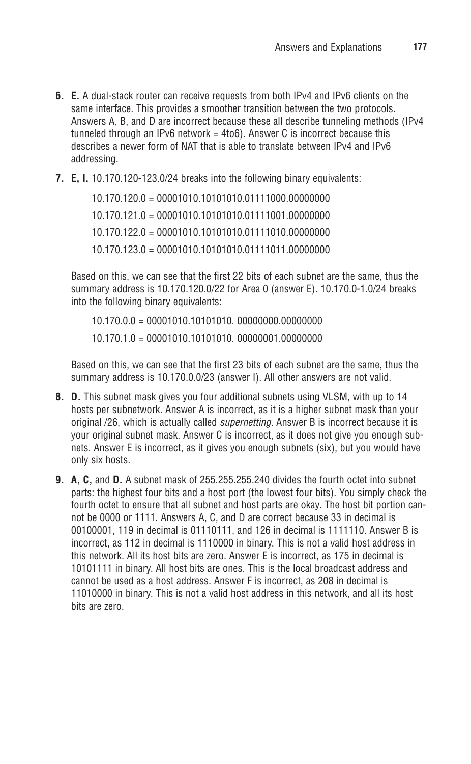**6. E.** A dual-stack router can receive requests from both IPv4 and IPv6 clients on the same interface. This provides a smoother transition between the two protocols. Answers A, B, and D are incorrect because these all describe tunneling methods (IPv4 tunneled through an IPv6 network = 4to6). Answer C is incorrect because this describes a newer form of NAT that is able to translate between IPv4 and IPv6 addressing.

**7. E, I.** 10.170.120-123.0/24 breaks into the following binary equivalents:

10.170.120.0 = 00001010.10101010.01111000.00000000

10.170.121.0 = 00001010.10101010.01111001.00000000

10.170.122.0 = 00001010.10101010.01111010.00000000

10.170.123.0 = 00001010.10101010.01111011.00000000

Based on this, we can see that the first 22 bits of each subnet are the same, thus the summary address is 10.170.120.0/22 for Area 0 (answer E). 10.170.0-1.0/24 breaks into the following binary equivalents:

10.170.0.0 = 00001010.10101010. 00000000.00000000

10.170.1.0 = 00001010.10101010. 00000001.00000000

Based on this, we can see that the first 23 bits of each subnet are the same, thus the summary address is 10.170.0.0/23 (answer I). All other answers are not valid.

**8. D.** This subnet mask gives you four additional subnets using VLSM, with up to 14 hosts per subnetwork. Answer A is incorrect, as it is a higher subnet mask than your original /26, which is actually called *supernetting*. Answer B is incorrect because it is your original subnet mask. Answer C is incorrect, as it does not give you enough subnets. Answer E is incorrect, as it gives you enough subnets (six), but you would have only six hosts.

**9. A, C,** and **D.** A subnet mask of 255.255.255.240 divides the fourth octet into subnet parts: the highest four bits and a host port (the lowest four bits). You simply check the fourth octet to ensure that all subnet and host parts are okay. The host bit portion cannot be 0000 or 1111. Answers A, C, and D are correct because 33 in decimal is 00100001, 119 in decimal is 01110111, and 126 in decimal is 1111110. Answer B is incorrect, as 112 in decimal is 1110000 in binary. This is not a valid host address in this network. All its host bits are zero. Answer E is incorrect, as 175 in decimal is 10101111 in binary. All host bits are ones. This is the local broadcast address and cannot be used as a host address. Answer F is incorrect, as 208 in decimal is 11010000 in binary. This is not a valid host address in this network, and all its host bits are zero.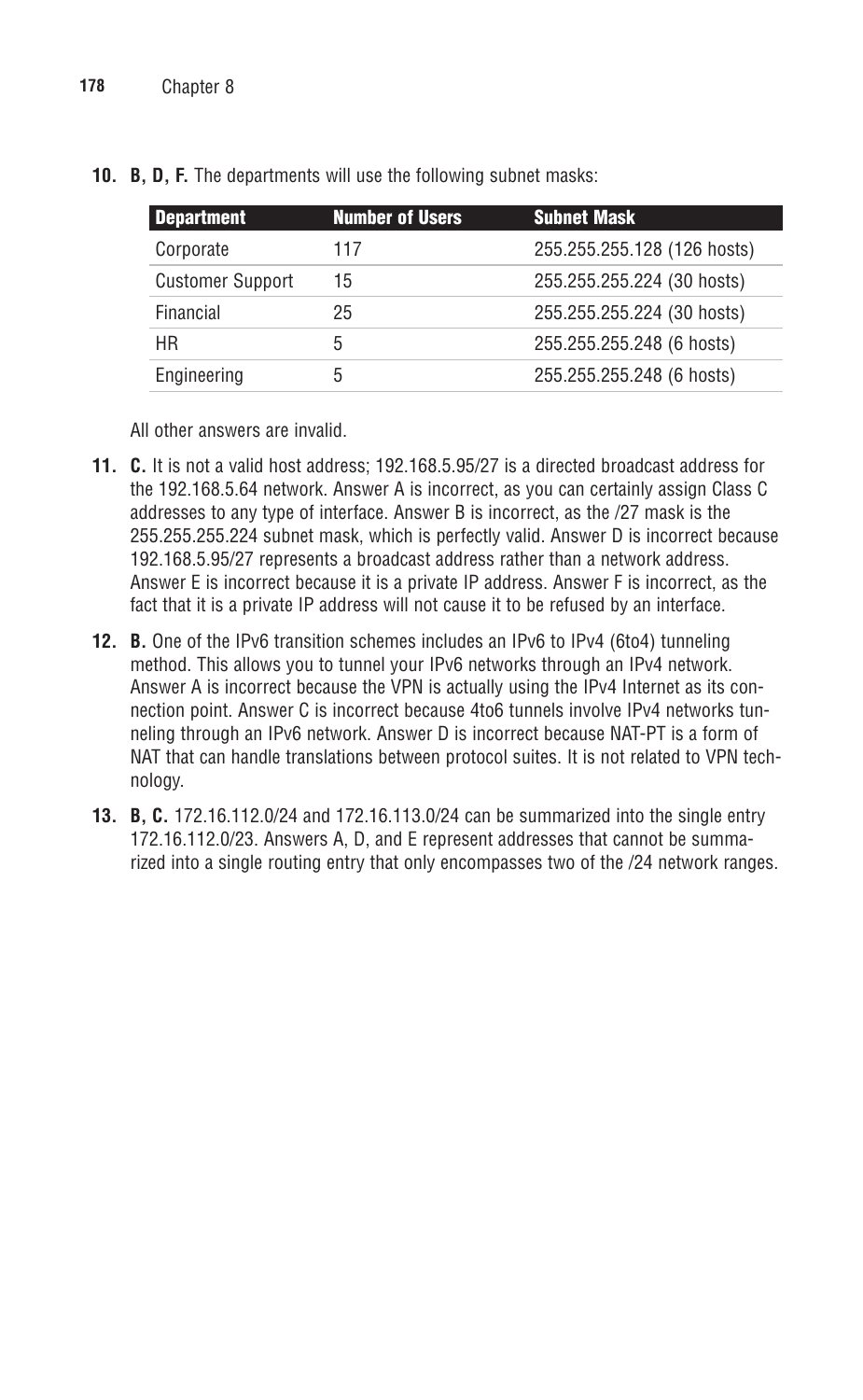**10. B, D, F.** The departments will use the following subnet masks:

| Department | Number of Users | Subnet Mask |
|---|---|---|
| Corporate | 117 | 255.255.255.128 (126 hosts) |
| Customer Support | 15 | 255.255.255.224 (30 hosts) |
| Financial | 25 | 255.255.255.224 (30 hosts) |
| HR | 5 | 255.255.255.248 (6 hosts) |
| Engineering | 5 | 255.255.255.248 (6 hosts) |

All other answers are invalid.

**11. C.** It is not a valid host address; 192.168.5.95/27 is a directed broadcast address for the 192.168.5.64 network. Answer A is incorrect, as you can certainly assign Class C addresses to any type of interface. Answer B is incorrect, as the /27 mask is the 255.255.255.224 subnet mask, which is perfectly valid. Answer D is incorrect because 192.168.5.95/27 represents a broadcast address rather than a network address. Answer E is incorrect because it is a private IP address. Answer F is incorrect, as the fact that it is a private IP address will not cause it to be refused by an interface.

**12. B.** One of the IPv6 transition schemes includes an IPv6 to IPv4 (6to4) tunneling method. This allows you to tunnel your IPv6 networks through an IPv4 network. Answer A is incorrect because the VPN is actually using the IPv4 Internet as its connection point. Answer C is incorrect because 4to6 tunnels involve IPv4 networks tunneling through an IPv6 network. Answer D is incorrect because NAT-PT is a form of NAT that can handle translations between protocol suites. It is not related to VPN technology.

**13. B, C.** 172.16.112.0/24 and 172.16.113.0/24 can be summarized into the single entry 172.16.112.0/23. Answers A, D, and E represent addresses that cannot be summarized into a single routing entry that only encompasses two of the /24 network ranges.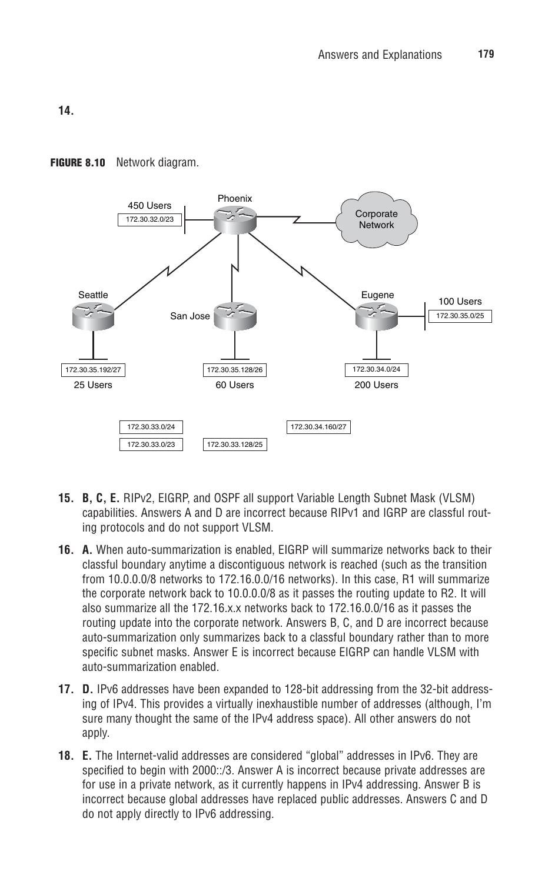**14.**

**FIGURE 8.10** Network diagram.

Phoenix

450 Users

172.30.32.0/23

Corporate Network

Seattle

San Jose

Eugene

100 Users

172.30.35.0/25

172.30.35.192/27

25 Users

172.30.35.128/26

60 Users

172.30.34.0/24

200 Users

172.30.33.0/24

172.30.33.0/23

172.30.33.128/25

172.30.34.160/27

**15. B, C, E.** RIPv2, EIGRP, and OSPF all support Variable Length Subnet Mask (VLSM) capabilities. Answers A and D are incorrect because RIPv1 and IGRP are classful routing protocols and do not support VLSM.

**16. A.** When auto-summarization is enabled, EIGRP will summarize networks back to their classful boundary anytime a discontiguous network is reached (such as the transition from 10.0.0.0/8 networks to 172.16.0.0/16 networks). In this case, R1 will summarize the corporate network back to 10.0.0.0/8 as it passes the routing update to R2. It will also summarize all the 172.16.x.x networks back to 172.16.0.0/16 as it passes the routing update into the corporate network. Answers B, C, and D are incorrect because auto-summarization only summarizes back to a classful boundary rather than to more specific subnet masks. Answer E is incorrect because EIGRP can handle VLSM with auto-summarization enabled.

**17. D.** IPv6 addresses have been expanded to 128-bit addressing from the 32-bit addressing of IPv4. This provides a virtually inexhaustible number of addresses (although, I'm sure many thought the same of the IPv4 address space). All other answers do not apply.

**18. E.** The Internet-valid addresses are considered "global" addresses in IPv6. They are specified to begin with 2000::/3. Answer A is incorrect because private addresses are for use in a private network, as it currently happens in IPv4 addressing. Answer B is incorrect because global addresses have replaced public addresses. Answers C and D do not apply directly to IPv6 addressing.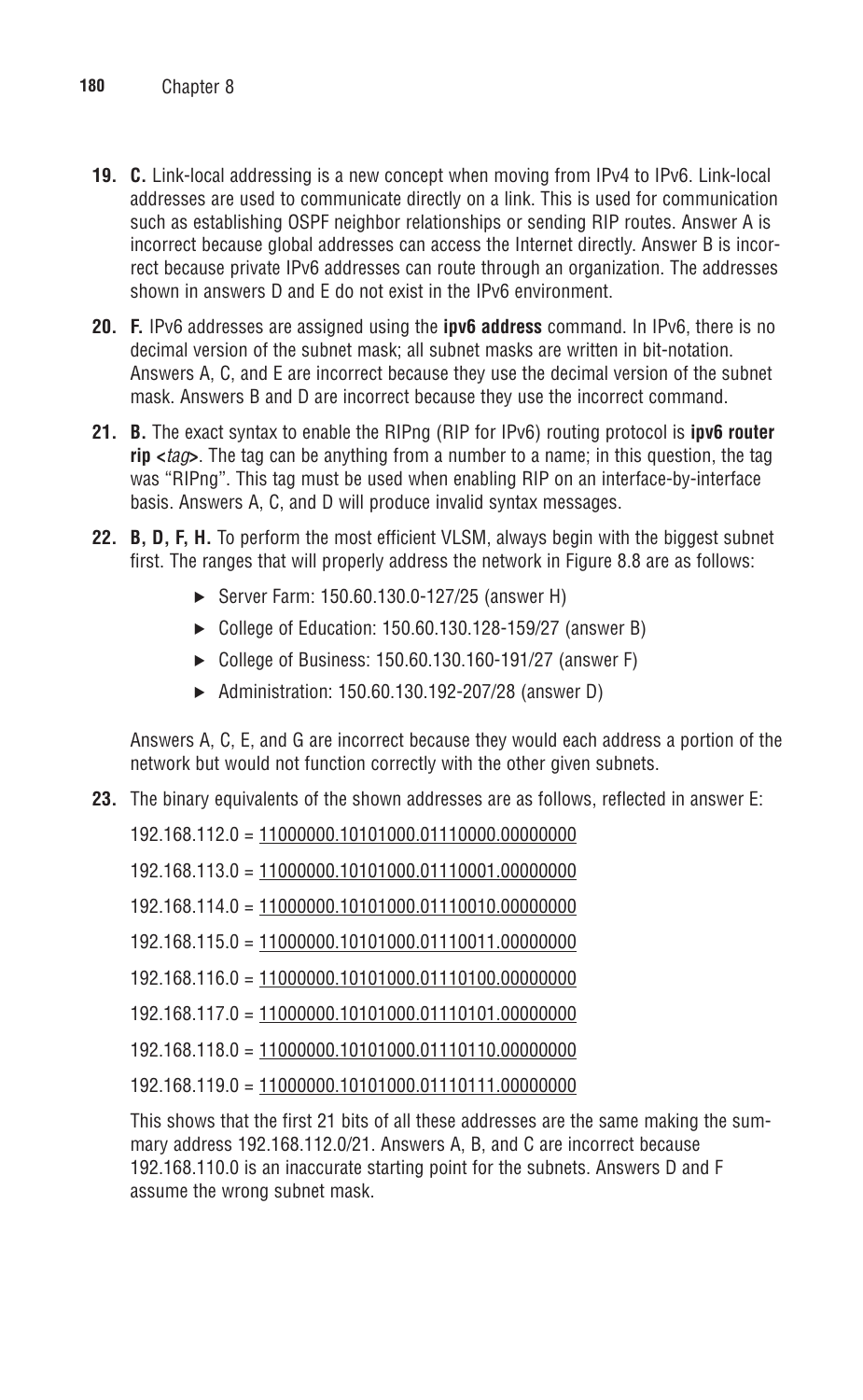**19. C.** Link-local addressing is a new concept when moving from IPv4 to IPv6. Link-local addresses are used to communicate directly on a link. This is used for communication such as establishing OSPF neighbor relationships or sending RIP routes. Answer A is incorrect because global addresses can access the Internet directly. Answer B is incorrect because private IPv6 addresses can route through an organization. The addresses shown in answers D and E do not exist in the IPv6 environment.

**20. F.** IPv6 addresses are assigned using the **ipv6 address** command. In IPv6, there is no decimal version of the subnet mask; all subnet masks are written in bit-notation. Answers A, C, and E are incorrect because they use the decimal version of the subnet mask. Answers B and D are incorrect because they use the incorrect command.

**21. B.** The exact syntax to enable the RIPng (RIP for IPv6) routing protocol is **ipv6 router rip <*tag*>**. The tag can be anything from a number to a name; in this question, the tag was "RIPng". This tag must be used when enabling RIP on an interface-by-interface basis. Answers A, C, and D will produce invalid syntax messages.

**22. B, D, F, H.** To perform the most efficient VLSM, always begin with the biggest subnet first. The ranges that will properly address the network in Figure 8.8 are as follows:

- Server Farm: 150.60.130.0-127/25 (answer H)
- College of Education: 150.60.130.128-159/27 (answer B)
- College of Business: 150.60.130.160-191/27 (answer F)
- Administration: 150.60.130.192-207/28 (answer D)

Answers A, C, E, and G are incorrect because they would each address a portion of the network but would not function correctly with the other given subnets.

**23.** The binary equivalents of the shown addresses are as follows, reflected in answer E:

192.168.112.0 = 11000000.10101000.01110000.00000000

192.168.113.0 = 11000000.10101000.01110001.00000000

192.168.114.0 = 11000000.10101000.01110010.00000000

192.168.115.0 = 11000000.10101000.01110011.00000000

192.168.116.0 = 11000000.10101000.01110100.00000000

192.168.117.0 = 11000000.10101000.01110101.00000000

192.168.118.0 = 11000000.10101000.01110110.00000000

192.168.119.0 = 11000000.10101000.01110111.00000000

This shows that the first 21 bits of all these addresses are the same making the summary address 192.168.112.0/21. Answers A, B, and C are incorrect because 192.168.110.0 is an inaccurate starting point for the subnets. Answers D and F assume the wrong subnet mask.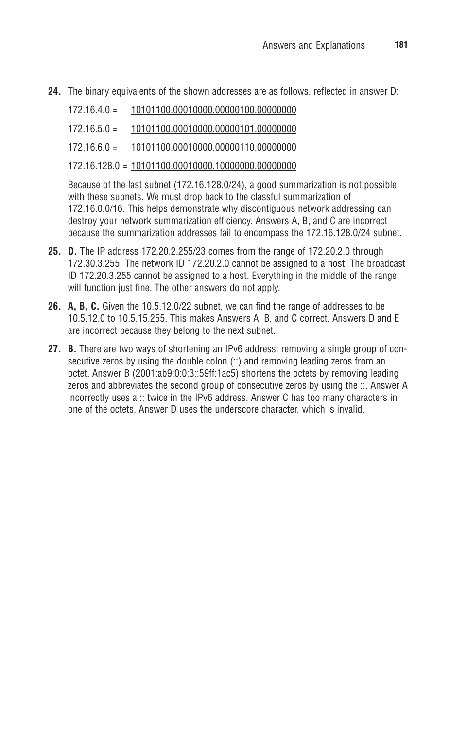**24.** The binary equivalents of the shown addresses are as follows, reflected in answer D:

172.16.4.0 = 10101100.00010000.00000100.00000000

172.16.5.0 = 10101100.00010000.00000101.00000000

172.16.6.0 = 10101100.00010000.00000110.00000000

172.16.128.0 = 10101100.00010000.10000000.00000000

Because of the last subnet (172.16.128.0/24), a good summarization is not possible with these subnets. We must drop back to the classful summarization of 172.16.0.0/16. This helps demonstrate why discontiguous network addressing can destroy your network summarization efficiency. Answers A, B, and C are incorrect because the summarization addresses fail to encompass the 172.16.128.0/24 subnet.

**25. D.** The IP address 172.20.2.255/23 comes from the range of 172.20.2.0 through 172.30.3.255. The network ID 172.20.2.0 cannot be assigned to a host. The broadcast ID 172.20.3.255 cannot be assigned to a host. Everything in the middle of the range will function just fine. The other answers do not apply.

**26. A, B, C.** Given the 10.5.12.0/22 subnet, we can find the range of addresses to be 10.5.12.0 to 10.5.15.255. This makes Answers A, B, and C correct. Answers D and E are incorrect because they belong to the next subnet.

**27. B.** There are two ways of shortening an IPv6 address: removing a single group of consecutive zeros by using the double colon (::) and removing leading zeros from an octet. Answer B (2001:ab9:0:0:3::59ff:1ac5) shortens the octets by removing leading zeros and abbreviates the second group of consecutive zeros by using the ::. Answer A incorrectly uses a :: twice in the IPv6 address. Answer C has too many characters in one of the octets. Answer D uses the underscore character, which is invalid.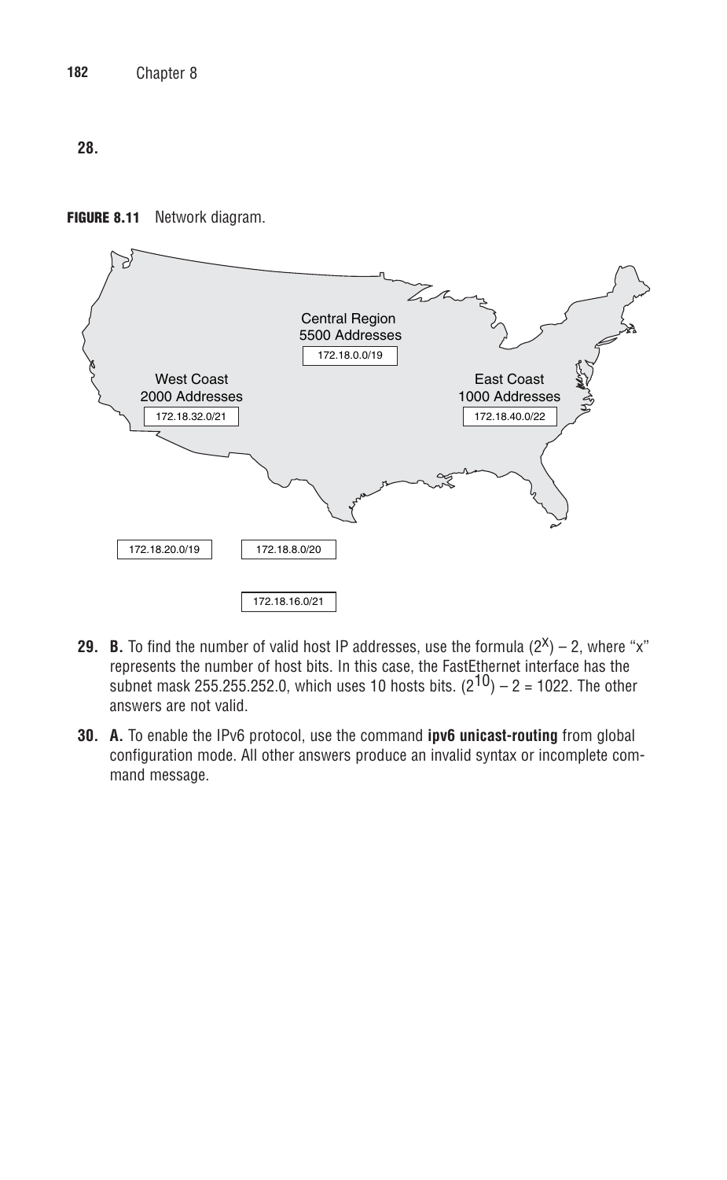**28.**

**FIGURE 8.11** Network diagram.

Central Region
5500 Addresses
172.18.0.0/19

West Coast
2000 Addresses
172.18.32.0/21

East Coast
1000 Addresses
172.18.40.0/22

172.18.20.0/19

172.18.8.0/20

172.18.16.0/21

**29.** **B.** To find the number of valid host IP addresses, use the formula $(2^X) - 2$, where "x" represents the number of host bits. In this case, the FastEthernet interface has the subnet mask 255.255.252.0, which uses 10 hosts bits. $(2^{10}) - 2 = 1022$. The other answers are not valid.

**30.** **A.** To enable the IPv6 protocol, use the command **ipv6 unicast-routing** from global configuration mode. All other answers produce an invalid syntax or incomplete command message.